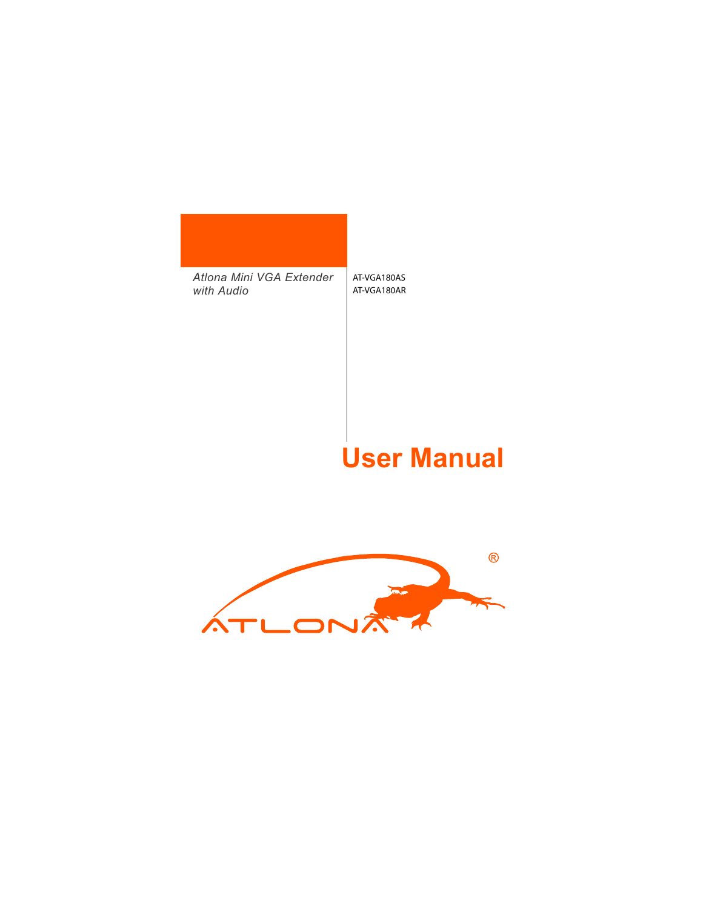*Atlona Mini VGA Extender with Audio*

AT-VGA180AS
AT-VGA180AR

# User Manual

ATLONA®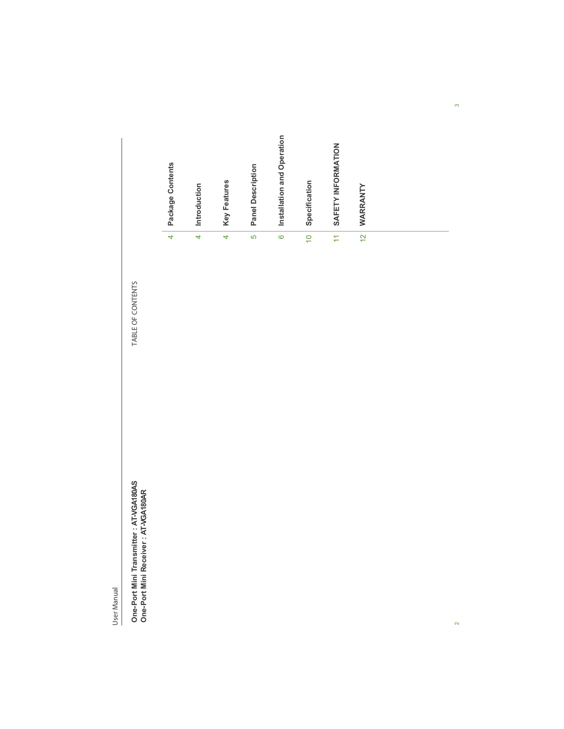User Manual

**One-Port Mini Transmitter : AT-VGA180AS**
**One-Port Mini Receiver : AT-VGA180AR**

TABLE OF CONTENTS

| | |
|---|---|
| 4 | **Package Contents** |
| 4 | **Introduction** |
| 4 | **Key Features** |
| 5 | **Panel Description** |
| 6 | **Installation and Operation** |
| 10 | **Specification** |
| 11 | **SAFETY INFORMATION** |
| 12 | **WARRANTY** |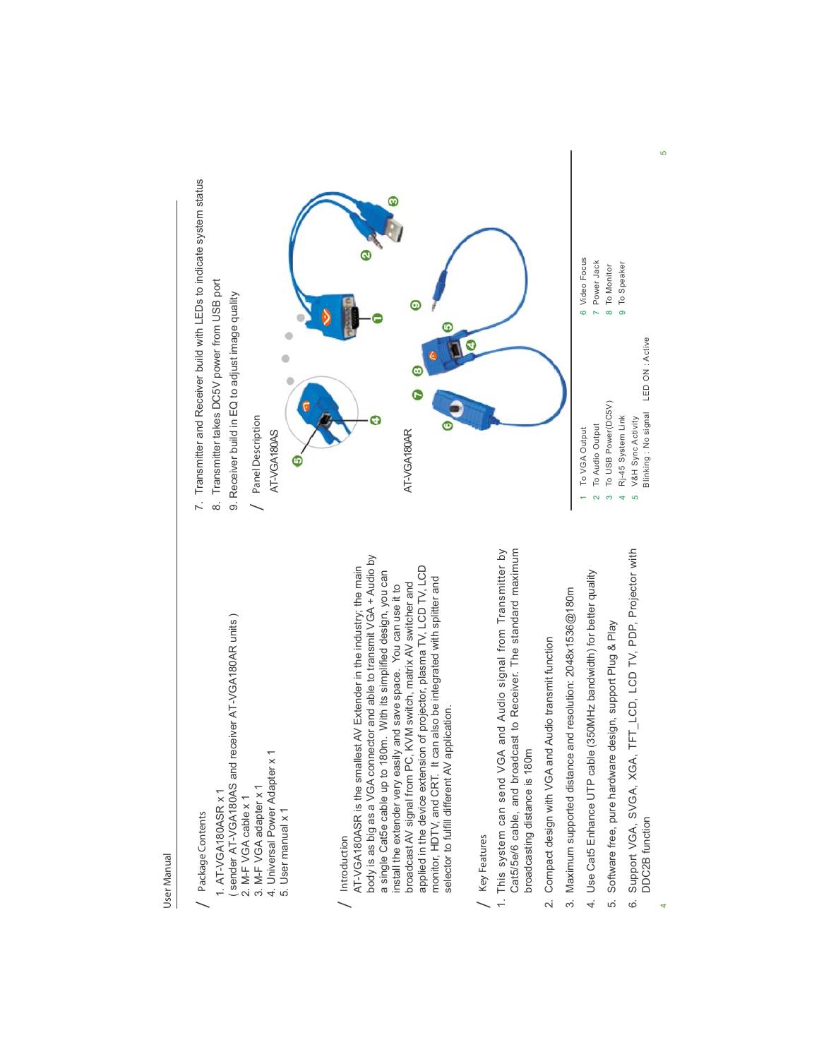## Package Contents

1. AT-VGA180ASR x 1
   ( sender AT-VGA180AS and receiver AT-VGA180AR units )
2. M-F VGA cable x 1
3. M-F VGA adapter x 1
4. Universal Power Adapter x 1
5. User manual x 1

## Introduction

AT-VGA180ASR is the smallest AV Extender in the industry; the main body is as big as a VGA connector and able to transmit VGA + Audio by a single Cat5e cable up to 180m. With its simplified design, you can install the extender very easily and save space. You can use it to broadcast AV signal from PC, KVM switch, matrix AV switcher and applied in the device extension of projector, plasma TV, LCD TV, LCD monitor, HDTV, and CRT. It can also be integrated with splitter and selector to fulfill different AV application.

## Key Features

1. This system can send VGA and Audio signal from Transmitter by Cat5/5e/6 cable, and broadcast to Receiver. The standard maximum broadcasting distance is 180m
2. Compact design with VGA and Audio transmit function
3. Maximum supported distance and resolution: 2048x1536@180m
4. Use Cat5 Enhance UTP cable (350MHz bandwidth) for better quality
5. Software free, pure hardware design, support Plug & Play
6. Support VGA, SVGA, XGA, TFT_LCD, LCD TV, PDP, Projector with DDC2B function
7. Transmitter and Receiver build with LEDs to indicate system status
8. Transmitter takes DC5V power from USB port
9. Receiver build in EQ to adjust image quality

## Panel Description

AT-VGA180AS

AT-VGA180AR

1 To VGA Output
2 To Audio Output
3 To USB Power(DC5V)
4 RJ-45 System Link
5 V&H Sync Activity
Blinking : No signal LED ON : Active
6 Video Focus
7 Power Jack
8 To Monitor
9 To Speaker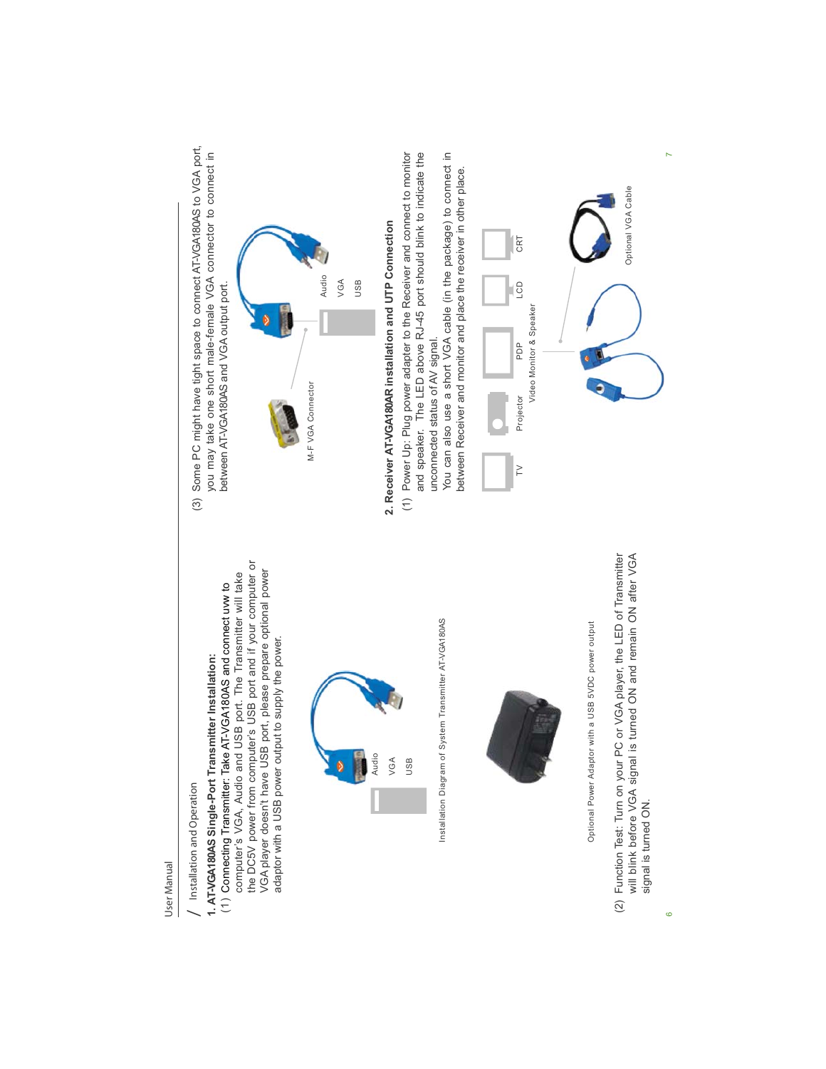## Installation and Operation

**1. AT-VGA180AS Single-Port Transmitter Installation:**

(1) Connecting Transmitter: Take AT-VGA180AS and connect uvw to computer's VGA, Audio and USB port. The Transmitter will take the DC5V power from computer's USB port and if your computer or VGA player doesn't have USB port, please prepare optional power adaptor with a USB power output to supply the power.

Audio
VGA
USB

Installation Diagram of System Transmitter AT-VGA180AS

Optional Power Adaptor with a USB 5VDC power output

(2) Function Test: Turn on your PC or VGA player, the LED of Transmitter will blink before VGA signal is turned ON and remain ON after VGA signal is turned ON.

(3) Some PC might have tight space to connect AT-VGA180AS to VGA port, you may take one short male-female VGA connector to connect in between AT-VGA180AS and VGA output port.

M-F VGA Connector

Audio
VGA
USB

**2. Receiver AT-VGA180AR installation and UTP Connection**

(1) Power Up: Plug power adapter to the Receiver and connect to monitor and speaker. The LED above RJ-45 port should blink to indicate the unconnected status of AV signal.
You can also use a short VGA cable (in the package) to connect in between Receiver and monitor and place the receiver in other place.

TV Projector PDP LCD CRT

Video Monitor & Speaker

Optional VGA Cable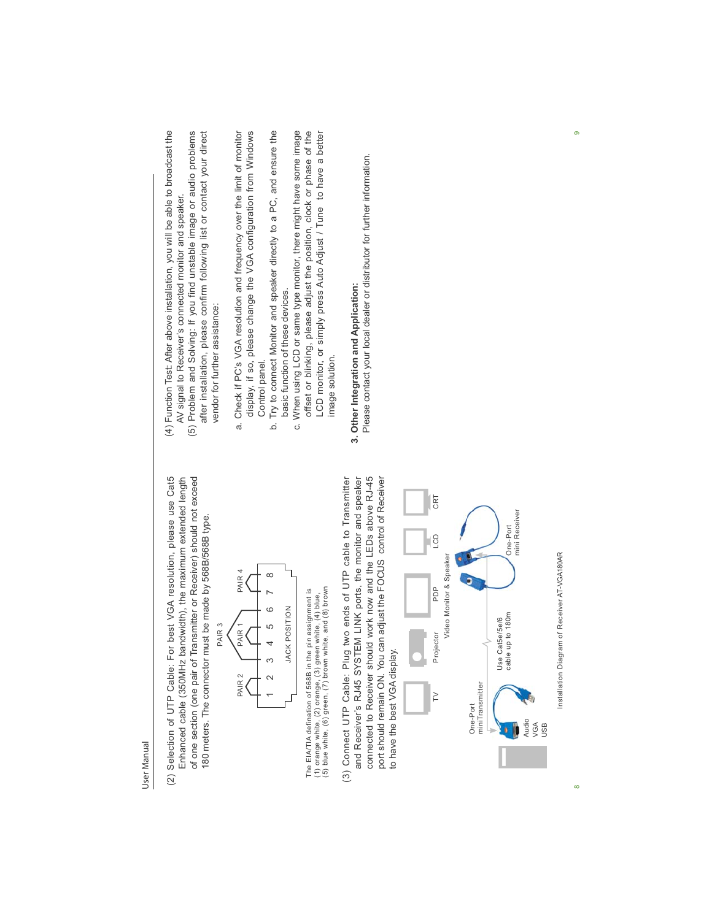(2) Selection of UTP Cable: For best VGA resolution, please use Cat5 Enhanced cable (350MHz bandwidth), the maximum extended length of one section (one pair of Transmitter or Receiver) should not exceed 180 meters. The connector must be made by 568B/568B type.

PAIR 3

PAIR 2 PAIR 1 PAIR 4

1 2 3 4 5 6 7 8

JACK POSITION

The EIA/TIA defination of 568B in the pin assignment is
(1) orange white, (2) orange, (3) green white, (4) blue,
(5) blue white, (6) green, (7) brown white, and (8) brown

(3) Connect UTP Cable: Plug two ends of UTP cable to Transmitter and Receiver's RJ45 SYSTEM LINK ports, the monitor and speaker connected to Receiver should work now and the LEDs above RJ-45 port should remain ON. You can adjust the FOCUS control of Receiver to have the best VGA display.

One-Port miniTransmitter — Audio, VGA, USB — Use Cat5e/5e/6 cable up to 180m — One-Port mini Receiver — TV, Projector, PDP, LCD, CRT — Video Monitor & Speaker

Installation Diagram of Receiver AT-VGA180AR

(4) Function Test: After above installation, you will be able to broadcast the AV signal to Receiver's connected monitor and speaker.

(5) Problem and Solving: If you find unstable image or audio problems after installation, please confirm following list or contact your direct vendor for further assistance:

a. Check if PC's VGA resolution and frequency over the limit of monitor display, if so, please change the VGA configuration from Windows Control panel.

b. Try to connect Monitor and speaker directly to a PC, and ensure the basic function of these devices.

c. When using LCD or same type monitor, there might have some image offset or blinking, please adjust the position, clock or phase of the LCD monitor, or simply press Auto Adjust / Tune to have a better image solution.

**3. Other Integration and Application:**

Please contact your local dealer or distributor for further information.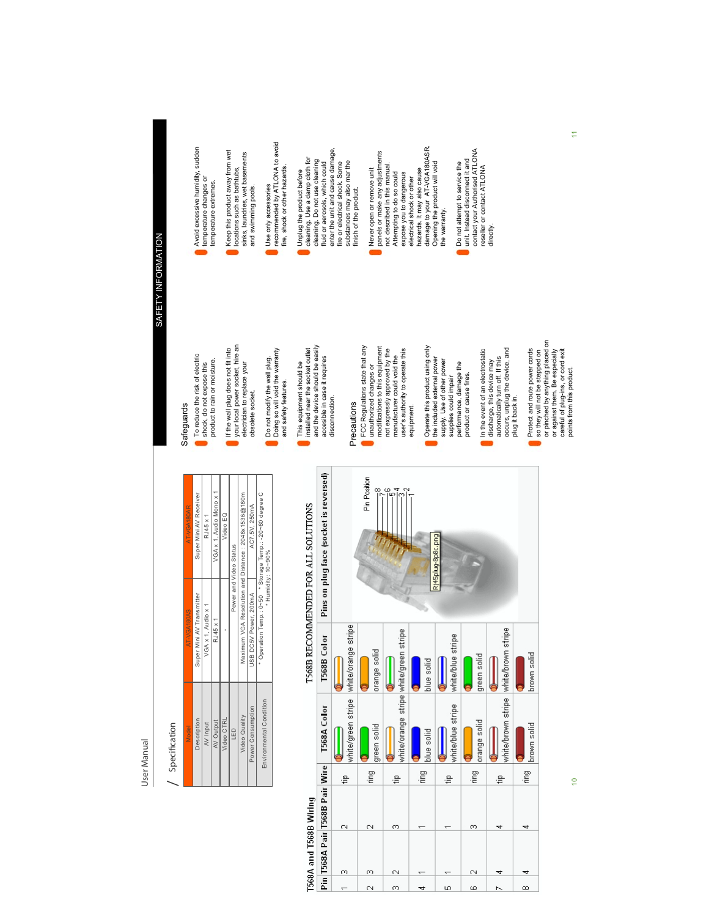## Specification

| Model | AT-VGA180AS | AT-VGA180AR |
|---|---|---|
| Description | Super Mini AV Transmitter | Super Mini AV Receiver |
| AV Input | VGA x 1, Audio x 1 | RJ45 x 1 |
| AV Output | RJ45 x 1 | VGA x 1, Audio Mono x 1 |
| Video CTRL | - | Video EQ |
| LED | Power and Video Status | |
| Video Quality | Maximum VGA Resolution and Distance : 2048x1536@180m | |
| Power Consumption | USB DC5V Power, 200mA | AC7.5V, 250mA |
| Environmental Condition | * Operation Temp.: 0~50 * Storage Temp.: -20~60 degree C * Humidity: 10~90% | |

## T568A and T568B Wiring

| Pin | T568A Pair | T568B Pair | Wire | T568A Color | T568B Color |
|---|---|---|---|---|---|
| 1 | 3 | 2 | tip | white/green stripe | white/orange stripe |
| 2 | 3 | 2 | ring | green solid | orange solid |
| 3 | 2 | 3 | tip | white/orange stripe | white/green stripe |
| 4 | 1 | 1 | ring | blue solid | blue solid |
| 5 | 1 | 1 | tip | white/blue stripe | white/blue stripe |
| 6 | 2 | 3 | ring | orange solid | green solid |
| 7 | 4 | 4 | tip | white/brown stripe | white/brown stripe |
| 8 | 4 | 4 | ring | brown solid | brown solid |

## T568B RECOMMENDED FOR ALL SOLUTIONS

Pins on plug face (socket is reversed)

Pin Position 8 7 6 5 4 3 2 1

# SAFETY INFORMATION

## Safeguards

- To reduce the risk of electric shock, do not expose this product to rain or moisture.
- If the wall plug does not fit into your local power socket, hire an electrician to replace your obsolete socket.
- Do not modify the wall plug. Doing so will void the warranty and safety features.
- This equipment should be installed near the socket outlet and the device should be easily accesible in case it requires disconnection.

## Precautions

- FCC Regulations state that any unauthorized changes or modifications to this equipment not expressly approved by the manufacturer could void the user's authority to operate this equipment.
- Operate this product using only the included external power supply. Use of other power supplies could impair performance, damage the product or cause fires.
- In the event of an electrostatic discharge, this device may automatically turn off. If this occurs, unplug the device, and plug it back in.
- Protect and route power cords so they will not be stepped on or pinched by anything placed on or against them. Be especially careful of plug-ins, or cord exit points from this product.
- Avoid excessive humidity, sudden temperature changes or temperature extremes.
- Keep this product away from wet locations such as bathtubs, sinks, laundries, wet basements and swimming pools.
- Use only accessories recommended by ATLONA to avoid fire, shock or other hazards.
- Unplug the product before cleaning. Use a damp cloth for cleaning. Do not use cleaning fluid or aerosols, which could enter the unit and cause damage, fire or electrical shock. Some substances may also mar the finish of the product.
- Never open or remove unit panels or make any adjustments not described in this manual. Attempting to do so could expose you to dangerous electrical shock or other hazards. It may also cause damage to your AT-VGA180ASR. Opening the product will void the warranty.
- Do not attempt to service the unit. Instead disconnect it and contact your Authorised ATLONA reseller or contact ATLONA directly.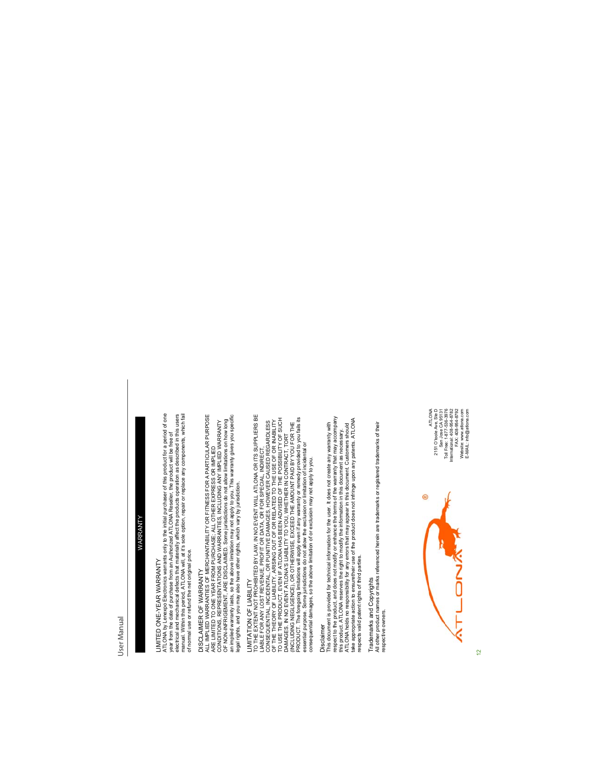# WARRANTY

## LIMITED ONE-YEAR WARRANTY

ATLONA by Lenexpo Electronics warrants only to the initial purchaser of this product for a period of one year from the date of purchase from an Authorized ATLONA Reseller, the product will be free of electrical and mechanical defects that materially affect the products operation as described in this users manual. Within this period, ATLONA will, at it's sole option, repair or replace any components, which fail of normal use or refund the net original price.

## DISCLAIMER OF WARRANTY

ALL IMPLIED WARRANTIES OF MERCHANTABILITY OR FITNESS FOR A PARTICULAR PURPOSE ARE LIMITED TO ONE YEAR FROM PURCHASE; ALL OTHER EXPRESS OR IMPLIED CONDITIONS, REPRESENTATIONS AND WARRANTIES, INCLUDING ANY IMPLIED WARRANTY OF NON-INFRIGEMENT, ARE DISCLAIMED. Some jurisdictions do not allow limitations on how long an implied warranty lasts, so the above limitation may not apply to you. This warranty gives you specific legal rights, and you may also have other rights, which vary by jurisdiction.

## LIMITATION OF LIABILITY

TO THE EXTENT NOT PROHIBITED BY LAW, IN NO EVENT WILL ATLONA OR ITS SUPPLIERS BE LIABLE FOR ANY LOST REVENUE, PROFIT OR DATA, OR FOR SPECIAL, INDIRECT, CONSEQUENTIAL, INCIDENTAL, OR PUNITIVE DAMAGES, HOWEVER CAUSED REGARDLESS OF THE THEORY OF LIABILITY, ARISING OUT OF OR RELATED TO THE USE OF OR INABILITY TO USE THE PRODUCT, EVEN IF ATLONA HAS BEEN ADVISED OF THE POSSIBILITY OF SUCH DAMAGES. IN NO EVENT ATLONA'S LIABILITY TO YOU, WHETHER IN CONTRACT, TORT (INCLUDING NEGLIGENCE), OR OTHERWISE EXCEED THE AMOUNT PAID BY YOU FOR THE PRODUCT. The foregoing limitations will apply even if any warranty or remedy provided to you fails its essential purpose. Some jurisdictions do not allow the exclusion or limitation of incidental or consequential damages, so the above limitation of or exclusion may not apply to you.

## Disclaimer

This document is provided for technical information for the user. It does not create any warranty with respect to the product, and does not modify or enhance the terms of the warranty that may accompany this product. ATLONA reserves the right to modify the information in this document as necessary. ATLONA holds no responsibility for any errors that may appear in this document. Customers should take appropriate action to ensuretheir use of the product does not infringe upon any patents. ATLONA respects valid patent rights of third parties.

## Trademarks and Copyrights

All other product names or marks referenced herein are trademarks or registered trademarks of their respective owners.

ATLONA
2151 O'toole Ave. Ste D
San Jose CA 95131
Toll Free: 1-877-536-3976
International: 408-954-8782
FAX: 408-954-8792
Website: www.atlona.com
E-MAIL: info@atlona.com